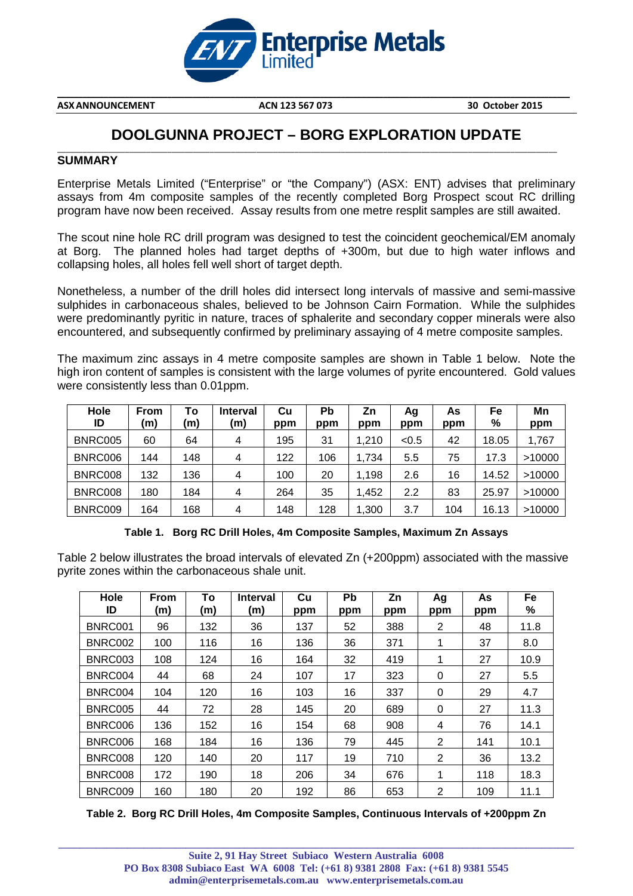**ASX ANNOUNCEMENT** **ACN 123 567 073** **30 October 2015**

# DOOLGUNNA PROJECT – BORG EXPLORATION UPDATE

## SUMMARY

Enterprise Metals Limited ("Enterprise" or "the Company") (ASX: ENT) advises that preliminary assays from 4m composite samples of the recently completed Borg Prospect scout RC drilling program have now been received. Assay results from one metre resplit samples are still awaited.

The scout nine hole RC drill program was designed to test the coincident geochemical/EM anomaly at Borg. The planned holes had target depths of +300m, but due to high water inflows and collapsing holes, all holes fell well short of target depth.

Nonetheless, a number of the drill holes did intersect long intervals of massive and semi-massive sulphides in carbonaceous shales, believed to be Johnson Cairn Formation. While the sulphides were predominantly pyritic in nature, traces of sphalerite and secondary copper minerals were also encountered, and subsequently confirmed by preliminary assaying of 4 metre composite samples.

The maximum zinc assays in 4 metre composite samples are shown in Table 1 below. Note the high iron content of samples is consistent with the large volumes of pyrite encountered. Gold values were consistently less than 0.01ppm.

| Hole ID | From (m) | To (m) | Interval (m) | Cu ppm | Pb ppm | Zn ppm | Ag ppm | As ppm | Fe % | Mn ppm |
|---|---|---|---|---|---|---|---|---|---|---|
| BNRC005 | 60 | 64 | 4 | 195 | 31 | 1,210 | <0.5 | 42 | 18.05 | 1,767 |
| BNRC006 | 144 | 148 | 4 | 122 | 106 | 1,734 | 5.5 | 75 | 17.3 | >10000 |
| BNRC008 | 132 | 136 | 4 | 100 | 20 | 1,198 | 2.6 | 16 | 14.52 | >10000 |
| BNRC008 | 180 | 184 | 4 | 264 | 35 | 1,452 | 2.2 | 83 | 25.97 | >10000 |
| BNRC009 | 164 | 168 | 4 | 148 | 128 | 1,300 | 3.7 | 104 | 16.13 | >10000 |

**Table 1. Borg RC Drill Holes, 4m Composite Samples, Maximum Zn Assays**

Table 2 below illustrates the broad intervals of elevated Zn (+200ppm) associated with the massive pyrite zones within the carbonaceous shale unit.

| Hole ID | From (m) | To (m) | Interval (m) | Cu ppm | Pb ppm | Zn ppm | Ag ppm | As ppm | Fe % |
|---|---|---|---|---|---|---|---|---|---|
| BNRC001 | 96 | 132 | 36 | 137 | 52 | 388 | 2 | 48 | 11.8 |
| BNRC002 | 100 | 116 | 16 | 136 | 36 | 371 | 1 | 37 | 8.0 |
| BNRC003 | 108 | 124 | 16 | 164 | 32 | 419 | 1 | 27 | 10.9 |
| BNRC004 | 44 | 68 | 24 | 107 | 17 | 323 | 0 | 27 | 5.5 |
| BNRC004 | 104 | 120 | 16 | 103 | 16 | 337 | 0 | 29 | 4.7 |
| BNRC005 | 44 | 72 | 28 | 145 | 20 | 689 | 0 | 27 | 11.3 |
| BNRC006 | 136 | 152 | 16 | 154 | 68 | 908 | 4 | 76 | 14.1 |
| BNRC006 | 168 | 184 | 16 | 136 | 79 | 445 | 2 | 141 | 10.1 |
| BNRC008 | 120 | 140 | 20 | 117 | 19 | 710 | 2 | 36 | 13.2 |
| BNRC008 | 172 | 190 | 18 | 206 | 34 | 676 | 1 | 118 | 18.3 |
| BNRC009 | 160 | 180 | 20 | 192 | 86 | 653 | 2 | 109 | 11.1 |

**Table 2. Borg RC Drill Holes, 4m Composite Samples, Continuous Intervals of +200ppm Zn**

Suite 2, 91 Hay Street Subiaco Western Australia 6008
PO Box 8308 Subiaco East WA 6008 Tel: (+61 8) 9381 2808 Fax: (+61 8) 9381 5545
admin@enterprisemetals.com.au www.enterprisemetals.com.au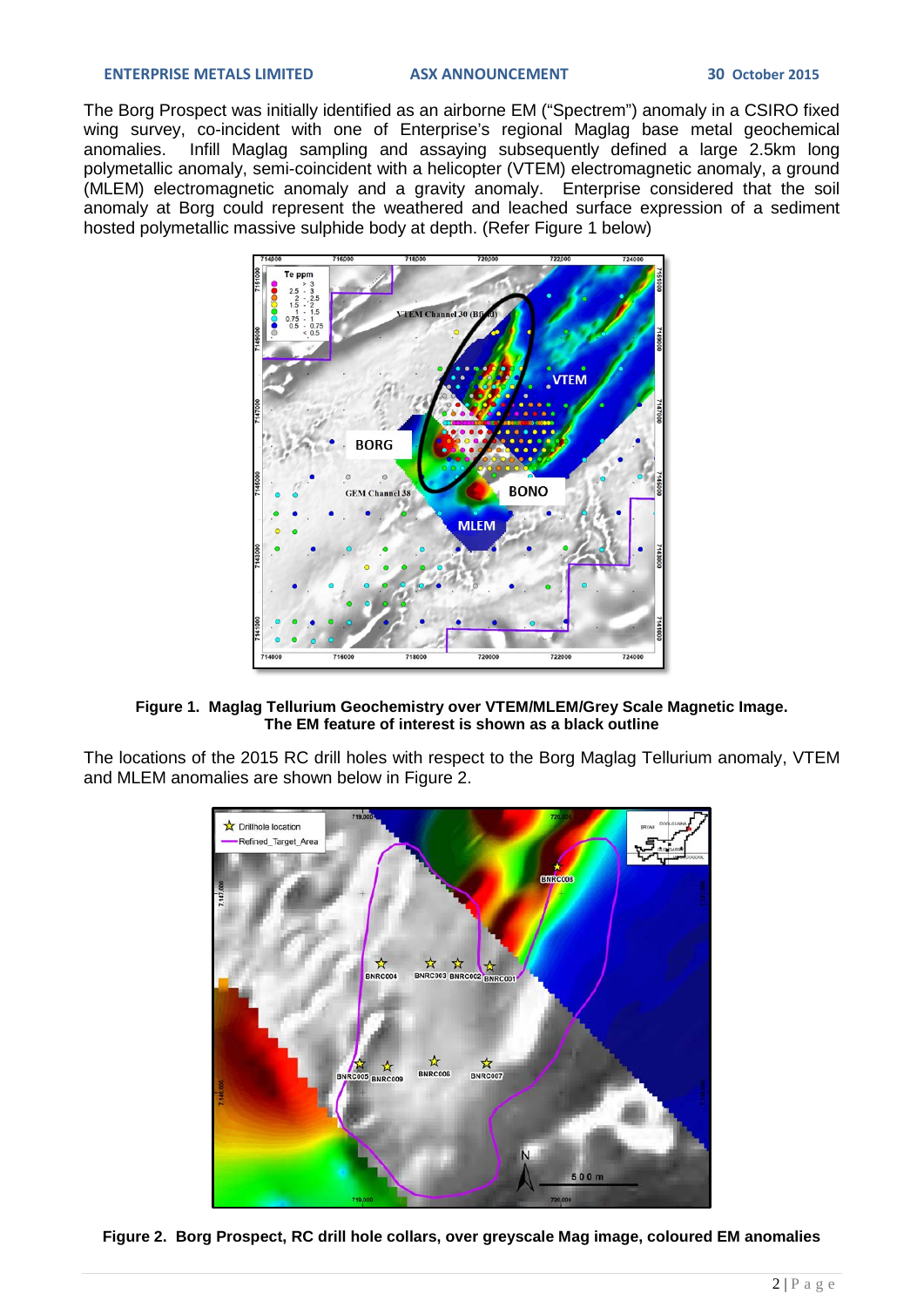The Borg Prospect was initially identified as an airborne EM ("Spectrem") anomaly in a CSIRO fixed wing survey, co-incident with one of Enterprise's regional Maglag base metal geochemical anomalies. Infill Maglag sampling and assaying subsequently defined a large 2.5km long polymetallic anomaly, semi-coincident with a helicopter (VTEM) electromagnetic anomaly, a ground (MLEM) electromagnetic anomaly and a gravity anomaly. Enterprise considered that the soil anomaly at Borg could represent the weathered and leached surface expression of a sediment hosted polymetallic massive sulphide body at depth. (Refer Figure 1 below)

**Figure 1. Maglag Tellurium Geochemistry over VTEM/MLEM/Grey Scale Magnetic Image. The EM feature of interest is shown as a black outline**

The locations of the 2015 RC drill holes with respect to the Borg Maglag Tellurium anomaly, VTEM and MLEM anomalies are shown below in Figure 2.

**Figure 2. Borg Prospect, RC drill hole collars, over greyscale Mag image, coloured EM anomalies**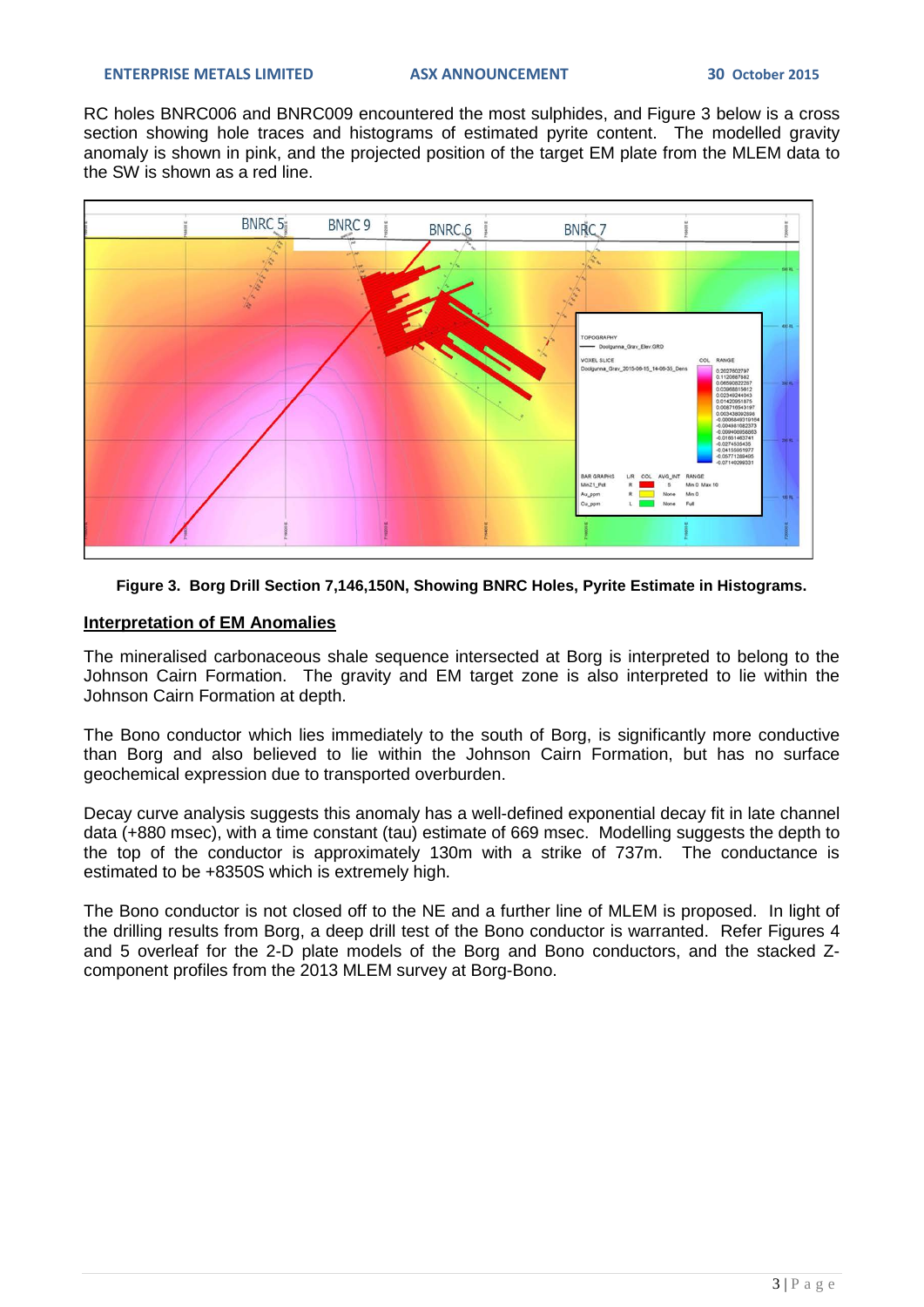RC holes BNRC006 and BNRC009 encountered the most sulphides, and Figure 3 below is a cross section showing hole traces and histograms of estimated pyrite content. The modelled gravity anomaly is shown in pink, and the projected position of the target EM plate from the MLEM data to the SW is shown as a red line.

**Figure 3. Borg Drill Section 7,146,150N, Showing BNRC Holes, Pyrite Estimate in Histograms.**

## Interpretation of EM Anomalies

The mineralised carbonaceous shale sequence intersected at Borg is interpreted to belong to the Johnson Cairn Formation. The gravity and EM target zone is also interpreted to lie within the Johnson Cairn Formation at depth.

The Bono conductor which lies immediately to the south of Borg, is significantly more conductive than Borg and also believed to lie within the Johnson Cairn Formation, but has no surface geochemical expression due to transported overburden.

Decay curve analysis suggests this anomaly has a well-defined exponential decay fit in late channel data (+880 msec), with a time constant (tau) estimate of 669 msec. Modelling suggests the depth to the top of the conductor is approximately 130m with a strike of 737m. The conductance is estimated to be +8350S which is extremely high.

The Bono conductor is not closed off to the NE and a further line of MLEM is proposed. In light of the drilling results from Borg, a deep drill test of the Bono conductor is warranted. Refer Figures 4 and 5 overleaf for the 2-D plate models of the Borg and Bono conductors, and the stacked Z-component profiles from the 2013 MLEM survey at Borg-Bono.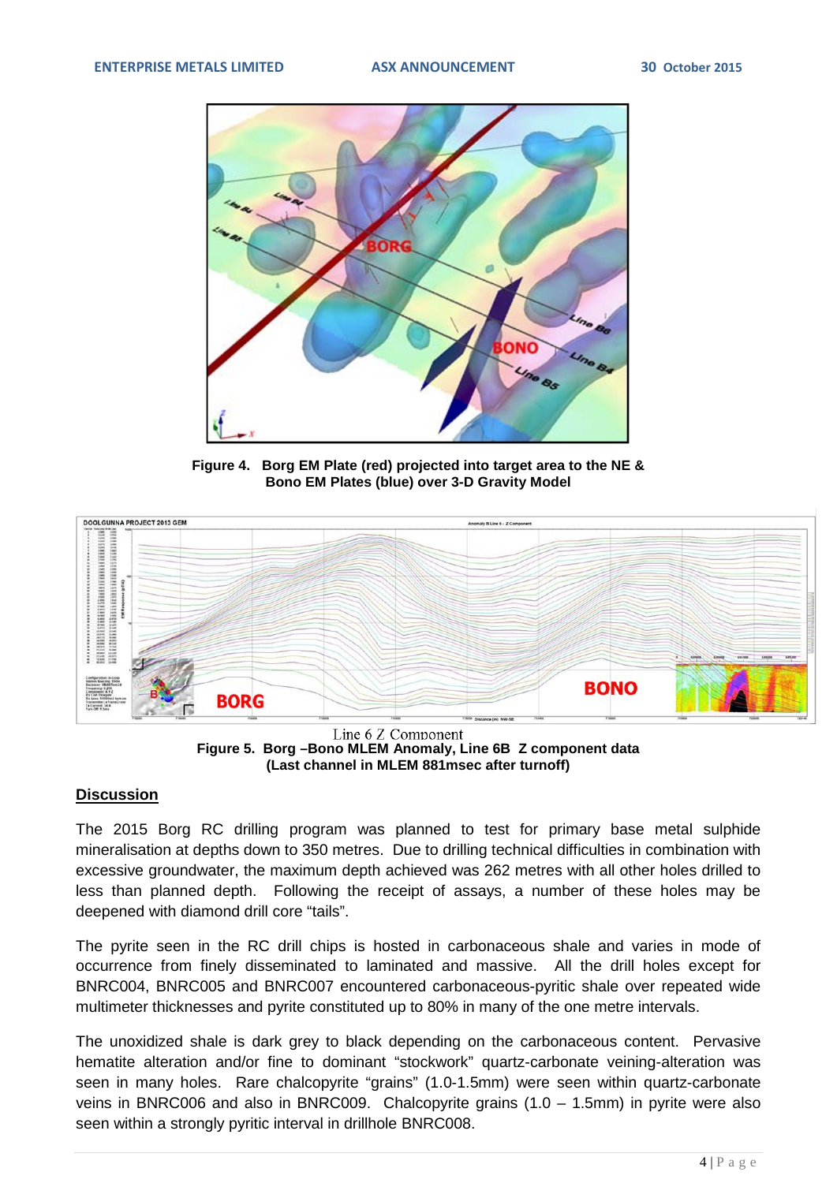**Figure 4. Borg EM Plate (red) projected into target area to the NE & Bono EM Plates (blue) over 3-D Gravity Model**

Line 6 Z Component

**Figure 5. Borg –Bono MLEM Anomaly, Line 6B Z component data (Last channel in MLEM 881msec after turnoff)**

## Discussion

The 2015 Borg RC drilling program was planned to test for primary base metal sulphide mineralisation at depths down to 350 metres. Due to drilling technical difficulties in combination with excessive groundwater, the maximum depth achieved was 262 metres with all other holes drilled to less than planned depth. Following the receipt of assays, a number of these holes may be deepened with diamond drill core "tails".

The pyrite seen in the RC drill chips is hosted in carbonaceous shale and varies in mode of occurrence from finely disseminated to laminated and massive. All the drill holes except for BNRC004, BNRC005 and BNRC007 encountered carbonaceous-pyritic shale over repeated wide multimeter thicknesses and pyrite constituted up to 80% in many of the one metre intervals.

The unoxidized shale is dark grey to black depending on the carbonaceous content. Pervasive hematite alteration and/or fine to dominant "stockwork" quartz-carbonate veining-alteration was seen in many holes. Rare chalcopyrite "grains" (1.0-1.5mm) were seen within quartz-carbonate veins in BNRC006 and also in BNRC009. Chalcopyrite grains (1.0 – 1.5mm) in pyrite were also seen within a strongly pyritic interval in drillhole BNRC008.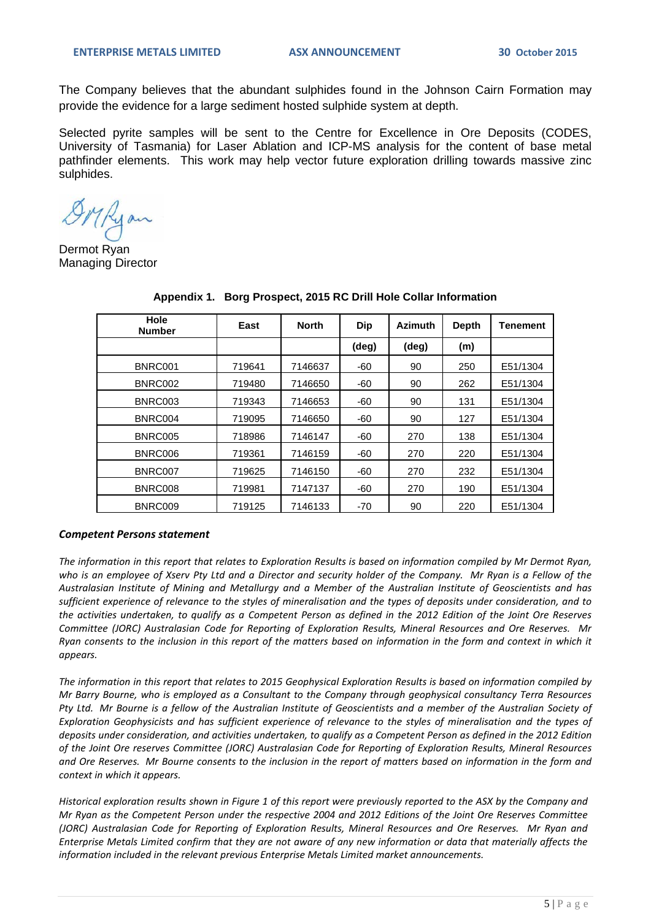The Company believes that the abundant sulphides found in the Johnson Cairn Formation may provide the evidence for a large sediment hosted sulphide system at depth.

Selected pyrite samples will be sent to the Centre for Excellence in Ore Deposits (CODES, University of Tasmania) for Laser Ablation and ICP-MS analysis for the content of base metal pathfinder elements. This work may help vector future exploration drilling towards massive zinc sulphides.

Dermot Ryan
Managing Director

**Appendix 1. Borg Prospect, 2015 RC Drill Hole Collar Information**

| Hole Number | East | North | Dip | Azimuth | Depth | Tenement |
|---|---|---|---|---|---|---|
| | | | (deg) | (deg) | (m) | |
| BNRC001 | 719641 | 7146637 | -60 | 90 | 250 | E51/1304 |
| BNRC002 | 719480 | 7146650 | -60 | 90 | 262 | E51/1304 |
| BNRC003 | 719343 | 7146653 | -60 | 90 | 131 | E51/1304 |
| BNRC004 | 719095 | 7146650 | -60 | 90 | 127 | E51/1304 |
| BNRC005 | 718986 | 7146147 | -60 | 270 | 138 | E51/1304 |
| BNRC006 | 719361 | 7146159 | -60 | 270 | 220 | E51/1304 |
| BNRC007 | 719625 | 7146150 | -60 | 270 | 232 | E51/1304 |
| BNRC008 | 719981 | 7147137 | -60 | 270 | 190 | E51/1304 |
| BNRC009 | 719125 | 7146133 | -70 | 90 | 220 | E51/1304 |

***Competent Persons statement***

*The information in this report that relates to Exploration Results is based on information compiled by Mr Dermot Ryan, who is an employee of Xserv Pty Ltd and a Director and security holder of the Company. Mr Ryan is a Fellow of the Australasian Institute of Mining and Metallurgy and a Member of the Australian Institute of Geoscientists and has sufficient experience of relevance to the styles of mineralisation and the types of deposits under consideration, and to the activities undertaken, to qualify as a Competent Person as defined in the 2012 Edition of the Joint Ore Reserves Committee (JORC) Australasian Code for Reporting of Exploration Results, Mineral Resources and Ore Reserves. Mr Ryan consents to the inclusion in this report of the matters based on information in the form and context in which it appears.*

*The information in this report that relates to 2015 Geophysical Exploration Results is based on information compiled by Mr Barry Bourne, who is employed as a Consultant to the Company through geophysical consultancy Terra Resources Pty Ltd. Mr Bourne is a fellow of the Australian Institute of Geoscientists and a member of the Australian Society of Exploration Geophysicists and has sufficient experience of relevance to the styles of mineralisation and the types of deposits under consideration, and activities undertaken, to qualify as a Competent Person as defined in the 2012 Edition of the Joint Ore reserves Committee (JORC) Australasian Code for Reporting of Exploration Results, Mineral Resources and Ore Reserves. Mr Bourne consents to the inclusion in the report of matters based on information in the form and context in which it appears.*

*Historical exploration results shown in Figure 1 of this report were previously reported to the ASX by the Company and Mr Ryan as the Competent Person under the respective 2004 and 2012 Editions of the Joint Ore Reserves Committee (JORC) Australasian Code for Reporting of Exploration Results, Mineral Resources and Ore Reserves. Mr Ryan and Enterprise Metals Limited confirm that they are not aware of any new information or data that materially affects the information included in the relevant previous Enterprise Metals Limited market announcements.*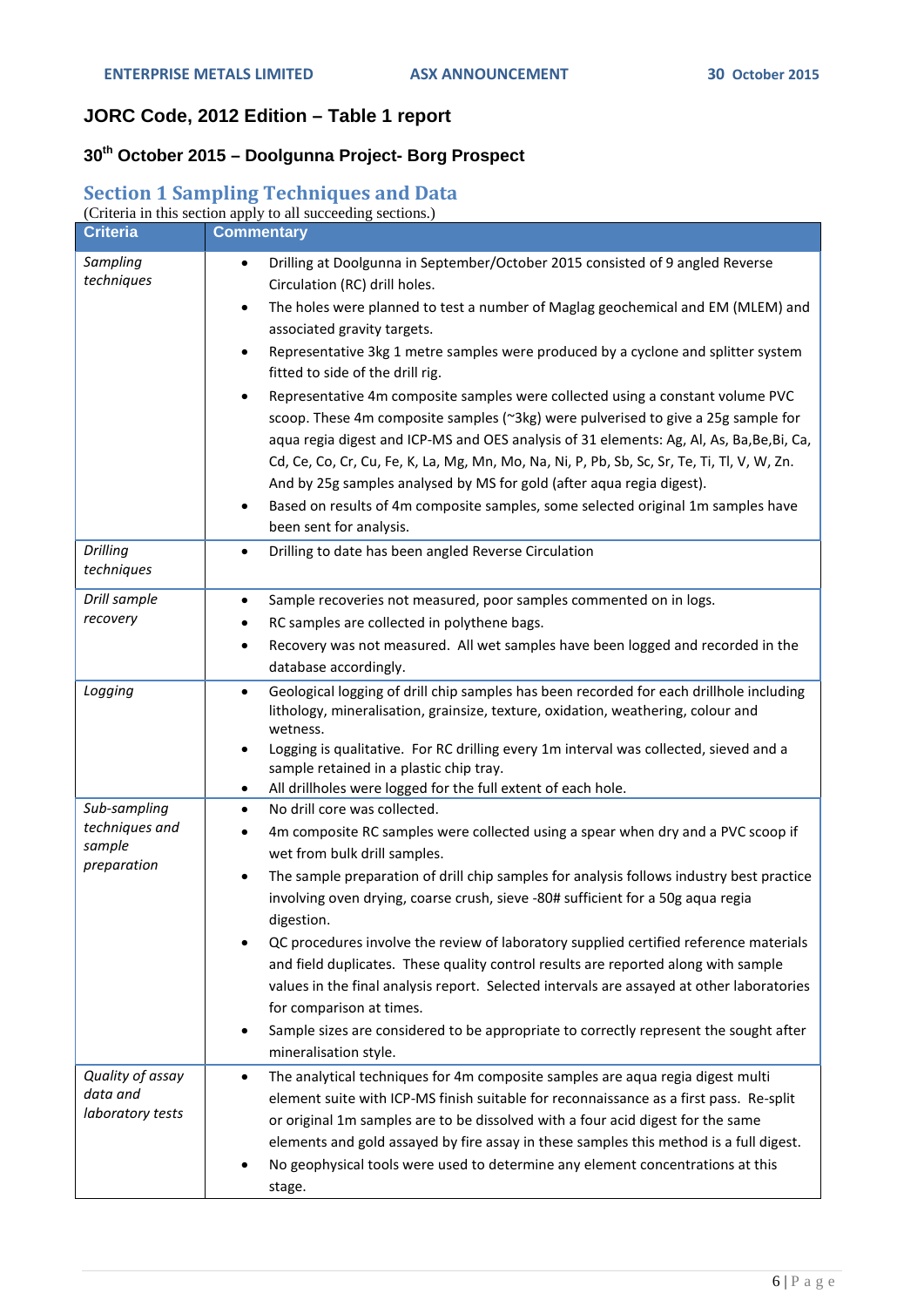## JORC Code, 2012 Edition – Table 1 report

### 30th October 2015 – Doolgunna Project- Borg Prospect

### Section 1 Sampling Techniques and Data

(Criteria in this section apply to all succeeding sections.)

| Criteria | Commentary |
|---|---|
| *Sampling techniques* | • Drilling at Doolgunna in September/October 2015 consisted of 9 angled Reverse Circulation (RC) drill holes. <br> • The holes were planned to test a number of Maglag geochemical and EM (MLEM) and associated gravity targets. <br> • Representative 3kg 1 metre samples were produced by a cyclone and splitter system fitted to side of the drill rig. <br> • Representative 4m composite samples were collected using a constant volume PVC scoop. These 4m composite samples (~3kg) were pulverised to give a 25g sample for aqua regia digest and ICP-MS and OES analysis of 31 elements: Ag, Al, As, Ba,Be,Bi, Ca, Cd, Ce, Co, Cr, Cu, Fe, K, La, Mg, Mn, Mo, Na, Ni, P, Pb, Sb, Sc, Sr, Te, Ti, Tl, V, W, Zn. And by 25g samples analysed by MS for gold (after aqua regia digest). <br> • Based on results of 4m composite samples, some selected original 1m samples have been sent for analysis. |
| *Drilling techniques* | • Drilling to date has been angled Reverse Circulation |
| *Drill sample recovery* | • Sample recoveries not measured, poor samples commented on in logs. <br> • RC samples are collected in polythene bags. <br> • Recovery was not measured. All wet samples have been logged and recorded in the database accordingly. |
| *Logging* | • Geological logging of drill chip samples has been recorded for each drillhole including lithology, mineralisation, grainsize, texture, oxidation, weathering, colour and wetness. <br> • Logging is qualitative. For RC drilling every 1m interval was collected, sieved and a sample retained in a plastic chip tray. <br> • All drillholes were logged for the full extent of each hole. |
| *Sub-sampling techniques and sample preparation* | • No drill core was collected. <br> • 4m composite RC samples were collected using a spear when dry and a PVC scoop if wet from bulk drill samples. <br> • The sample preparation of drill chip samples for analysis follows industry best practice involving oven drying, coarse crush, sieve -80# sufficient for a 50g aqua regia digestion. <br> • QC procedures involve the review of laboratory supplied certified reference materials and field duplicates. These quality control results are reported along with sample values in the final analysis report. Selected intervals are assayed at other laboratories for comparison at times. <br> • Sample sizes are considered to be appropriate to correctly represent the sought after mineralisation style. |
| *Quality of assay data and laboratory tests* | • The analytical techniques for 4m composite samples are aqua regia digest multi element suite with ICP-MS finish suitable for reconnaissance as a first pass. Re-split or original 1m samples are to be dissolved with a four acid digest for the same elements and gold assayed by fire assay in these samples this method is a full digest. <br> • No geophysical tools were used to determine any element concentrations at this stage. |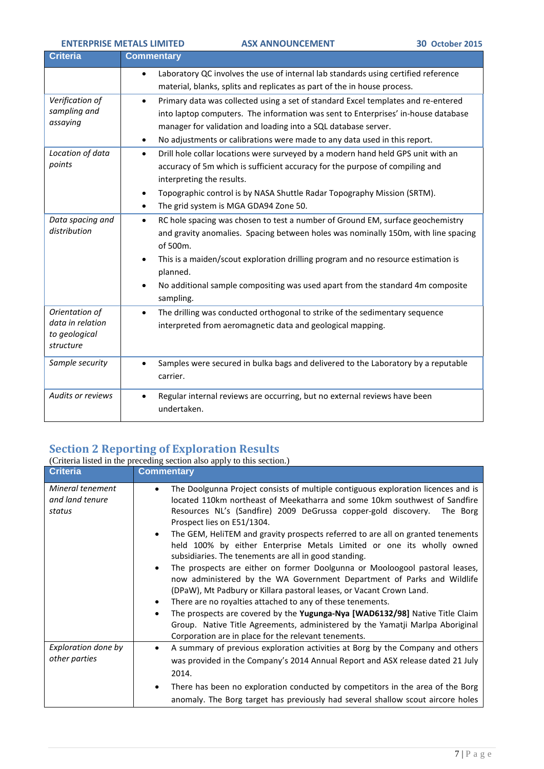| Criteria | Commentary |
|---|---|
| | • Laboratory QC involves the use of internal lab standards using certified reference material, blanks, splits and replicates as part of the in house process. |
| *Verification of sampling and assaying* | • Primary data was collected using a set of standard Excel templates and re-entered into laptop computers. The information was sent to Enterprises' in-house database manager for validation and loading into a SQL database server.<br>• No adjustments or calibrations were made to any data used in this report. |
| *Location of data points* | • Drill hole collar locations were surveyed by a modern hand held GPS unit with an accuracy of 5m which is sufficient accuracy for the purpose of compiling and interpreting the results.<br>• Topographic control is by NASA Shuttle Radar Topography Mission (SRTM).<br>• The grid system is MGA GDA94 Zone 50. |
| *Data spacing and distribution* | • RC hole spacing was chosen to test a number of Ground EM, surface geochemistry and gravity anomalies. Spacing between holes was nominally 150m, with line spacing of 500m.<br>• This is a maiden/scout exploration drilling program and no resource estimation is planned.<br>• No additional sample compositing was used apart from the standard 4m composite sampling. |
| *Orientation of data in relation to geological structure* | • The drilling was conducted orthogonal to strike of the sedimentary sequence interpreted from aeromagnetic data and geological mapping. |
| *Sample security* | • Samples were secured in bulka bags and delivered to the Laboratory by a reputable carrier. |
| *Audits or reviews* | • Regular internal reviews are occurring, but no external reviews have been undertaken. |

## Section 2 Reporting of Exploration Results

(Criteria listed in the preceding section also apply to this section.)

| Criteria | Commentary |
|---|---|
| *Mineral tenement and land tenure status* | • The Doolgunna Project consists of multiple contiguous exploration licences and is located 110km northeast of Meekatharra and some 10km southwest of Sandfire Resources NL's (Sandfire) 2009 DeGrussa copper-gold discovery. The Borg Prospect lies on E51/1304.<br>• The GEM, HeliTEM and gravity prospects referred to are all on granted tenements held 100% by either Enterprise Metals Limited or one its wholly owned subsidiaries. The tenements are all in good standing.<br>• The prospects are either on former Doolgunna or Mooloogool pastoral leases, now administered by the WA Government Department of Parks and Wildlife (DPaW), Mt Padbury or Killara pastoral leases, or Vacant Crown Land.<br>• There are no royalties attached to any of these tenements.<br>• The prospects are covered by the **Yugunga-Nya [WAD6132/98]** Native Title Claim Group. Native Title Agreements, administered by the Yamatji Marlpa Aboriginal Corporation are in place for the relevant tenements. |
| *Exploration done by other parties* | • A summary of previous exploration activities at Borg by the Company and others was provided in the Company's 2014 Annual Report and ASX release dated 21 July 2014.<br>• There has been no exploration conducted by competitors in the area of the Borg anomaly. The Borg target has previously had several shallow scout aircore holes |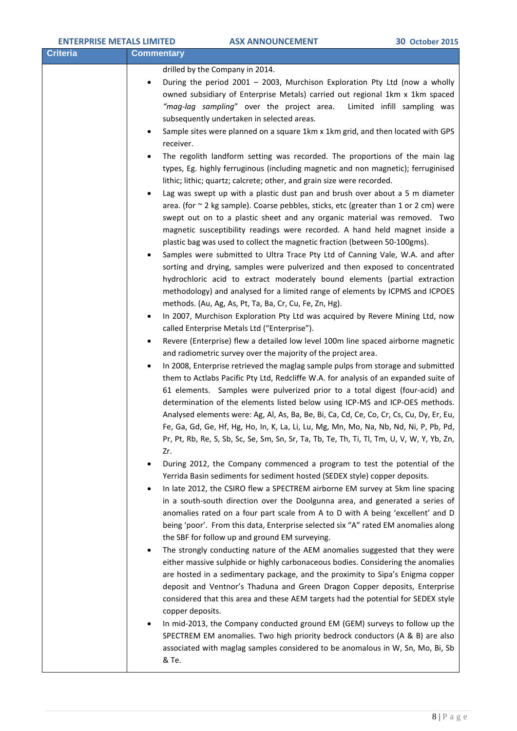| Criteria | Commentary |
|---|---|
| | drilled by the Company in 2014.<br>• During the period 2001 – 2003, Murchison Exploration Pty Ltd (now a wholly owned subsidiary of Enterprise Metals) carried out regional 1km x 1km spaced *"mag-lag sampling"* over the project area. Limited infill sampling was subsequently undertaken in selected areas.<br>• Sample sites were planned on a square 1km x 1km grid, and then located with GPS receiver.<br>• The regolith landform setting was recorded. The proportions of the main lag types, Eg. highly ferruginous (including magnetic and non magnetic); ferruginised lithic; lithic; quartz; calcrete; other, and grain size were recorded.<br>• Lag was swept up with a plastic dust pan and brush over about a 5 m diameter area. (for ~ 2 kg sample). Coarse pebbles, sticks, etc (greater than 1 or 2 cm) were swept out on to a plastic sheet and any organic material was removed. Two magnetic susceptibility readings were recorded. A hand held magnet inside a plastic bag was used to collect the magnetic fraction (between 50-100gms).<br>• Samples were submitted to Ultra Trace Pty Ltd of Canning Vale, W.A. and after sorting and drying, samples were pulverized and then exposed to concentrated hydrochloric acid to extract moderately bound elements (partial extraction methodology) and analysed for a limited range of elements by ICPMS and ICPOES methods. (Au, Ag, As, Pt, Ta, Ba, Cr, Cu, Fe, Zn, Hg).<br>• In 2007, Murchison Exploration Pty Ltd was acquired by Revere Mining Ltd, now called Enterprise Metals Ltd ("Enterprise").<br>• Revere (Enterprise) flew a detailed low level 100m line spaced airborne magnetic and radiometric survey over the majority of the project area.<br>• In 2008, Enterprise retrieved the maglag sample pulps from storage and submitted them to Actlabs Pacific Pty Ltd, Redcliffe W.A. for analysis of an expanded suite of 61 elements. Samples were pulverized prior to a total digest (four-acid) and determination of the elements listed below using ICP-MS and ICP-OES methods. Analysed elements were: Ag, Al, As, Ba, Be, Bi, Ca, Cd, Ce, Co, Cr, Cs, Cu, Dy, Er, Eu, Fe, Ga, Gd, Ge, Hf, Hg, Ho, In, K, La, Li, Lu, Mg, Mn, Mo, Na, Nb, Nd, Ni, P, Pb, Pd, Pr, Pt, Rb, Re, S, Sb, Sc, Se, Sm, Sn, Sr, Ta, Tb, Te, Th, Ti, Tl, Tm, U, V, W, Y, Yb, Zn, Zr.<br>• During 2012, the Company commenced a program to test the potential of the Yerrida Basin sediments for sediment hosted (SEDEX style) copper deposits.<br>• In late 2012, the CSIRO flew a SPECTREM airborne EM survey at 5km line spacing in a south-south direction over the Doolgunna area, and generated a series of anomalies rated on a four part scale from A to D with A being 'excellent' and D being 'poor'. From this data, Enterprise selected six "A" rated EM anomalies along the SBF for follow up and ground EM surveying.<br>• The strongly conducting nature of the AEM anomalies suggested that they were either massive sulphide or highly carbonaceous bodies. Considering the anomalies are hosted in a sedimentary package, and the proximity to Sipa's Enigma copper deposit and Ventnor's Thaduna and Green Dragon Copper deposits, Enterprise considered that this area and these AEM targets had the potential for SEDEX style copper deposits.<br>• In mid-2013, the Company conducted ground EM (GEM) surveys to follow up the SPECTREM EM anomalies. Two high priority bedrock conductors (A & B) are also associated with maglag samples considered to be anomalous in W, Sn, Mo, Bi, Sb & Te. |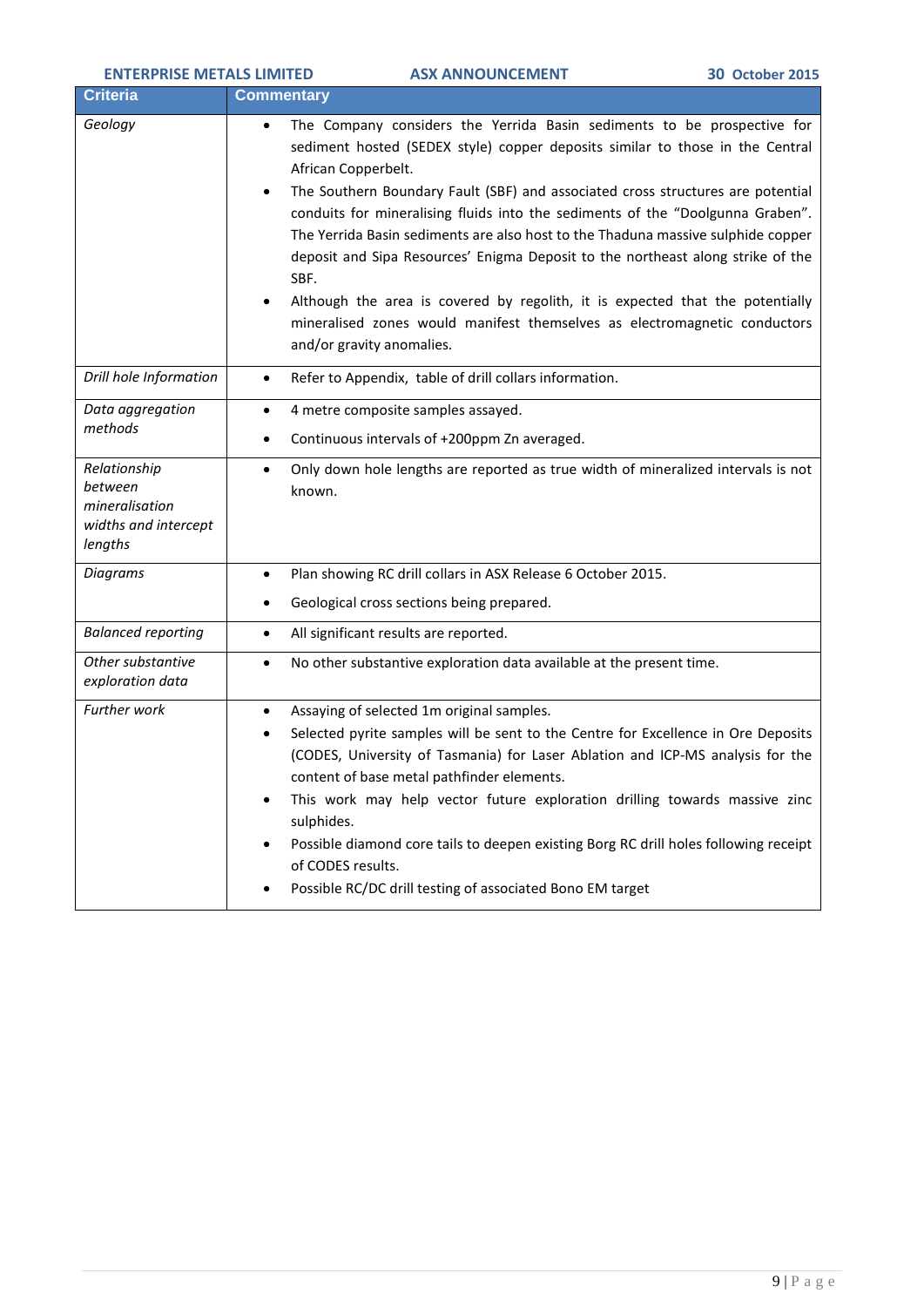| Criteria | Commentary |
|---|---|
| *Geology* | • The Company considers the Yerrida Basin sediments to be prospective for sediment hosted (SEDEX style) copper deposits similar to those in the Central African Copperbelt.<br>• The Southern Boundary Fault (SBF) and associated cross structures are potential conduits for mineralising fluids into the sediments of the "Doolgunna Graben". The Yerrida Basin sediments are also host to the Thaduna massive sulphide copper deposit and Sipa Resources' Enigma Deposit to the northeast along strike of the SBF.<br>• Although the area is covered by regolith, it is expected that the potentially mineralised zones would manifest themselves as electromagnetic conductors and/or gravity anomalies. |
| *Drill hole Information* | • Refer to Appendix, table of drill collars information. |
| *Data aggregation methods* | • 4 metre composite samples assayed.<br>• Continuous intervals of +200ppm Zn averaged. |
| *Relationship between mineralisation widths and intercept lengths* | • Only down hole lengths are reported as true width of mineralized intervals is not known. |
| *Diagrams* | • Plan showing RC drill collars in ASX Release 6 October 2015.<br>• Geological cross sections being prepared. |
| *Balanced reporting* | • All significant results are reported. |
| *Other substantive exploration data* | • No other substantive exploration data available at the present time. |
| *Further work* | • Assaying of selected 1m original samples.<br>• Selected pyrite samples will be sent to the Centre for Excellence in Ore Deposits (CODES, University of Tasmania) for Laser Ablation and ICP-MS analysis for the content of base metal pathfinder elements.<br>• This work may help vector future exploration drilling towards massive zinc sulphides.<br>• Possible diamond core tails to deepen existing Borg RC drill holes following receipt of CODES results.<br>• Possible RC/DC drill testing of associated Bono EM target |